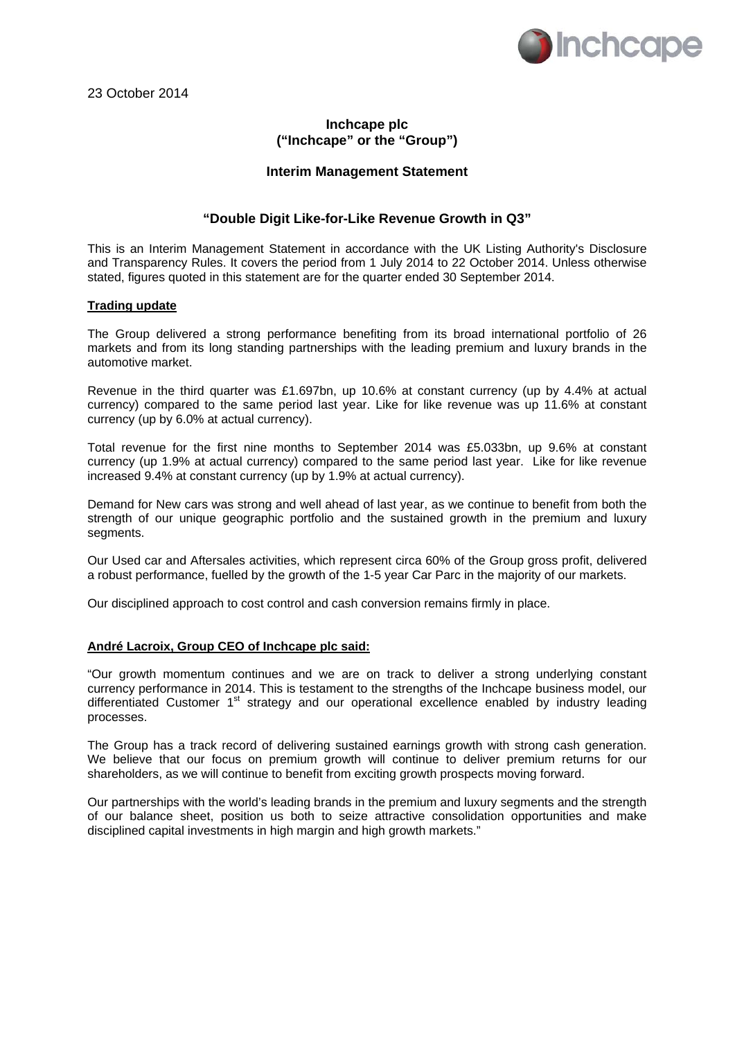23 October 2014

**Inchcape plc**
**("Inchcape" or the "Group")**

**Interim Management Statement**

## "Double Digit Like-for-Like Revenue Growth in Q3"

This is an Interim Management Statement in accordance with the UK Listing Authority's Disclosure and Transparency Rules. It covers the period from 1 July 2014 to 22 October 2014. Unless otherwise stated, figures quoted in this statement are for the quarter ended 30 September 2014.

**Trading update**

The Group delivered a strong performance benefiting from its broad international portfolio of 26 markets and from its long standing partnerships with the leading premium and luxury brands in the automotive market.

Revenue in the third quarter was £1.697bn, up 10.6% at constant currency (up by 4.4% at actual currency) compared to the same period last year. Like for like revenue was up 11.6% at constant currency (up by 6.0% at actual currency).

Total revenue for the first nine months to September 2014 was £5.033bn, up 9.6% at constant currency (up 1.9% at actual currency) compared to the same period last year. Like for like revenue increased 9.4% at constant currency (up by 1.9% at actual currency).

Demand for New cars was strong and well ahead of last year, as we continue to benefit from both the strength of our unique geographic portfolio and the sustained growth in the premium and luxury segments.

Our Used car and Aftersales activities, which represent circa 60% of the Group gross profit, delivered a robust performance, fuelled by the growth of the 1-5 year Car Parc in the majority of our markets.

Our disciplined approach to cost control and cash conversion remains firmly in place.

**André Lacroix, Group CEO of Inchcape plc said:**

"Our growth momentum continues and we are on track to deliver a strong underlying constant currency performance in 2014. This is testament to the strengths of the Inchcape business model, our differentiated Customer 1st strategy and our operational excellence enabled by industry leading processes.

The Group has a track record of delivering sustained earnings growth with strong cash generation. We believe that our focus on premium growth will continue to deliver premium returns for our shareholders, as we will continue to benefit from exciting growth prospects moving forward.

Our partnerships with the world's leading brands in the premium and luxury segments and the strength of our balance sheet, position us both to seize attractive consolidation opportunities and make disciplined capital investments in high margin and high growth markets."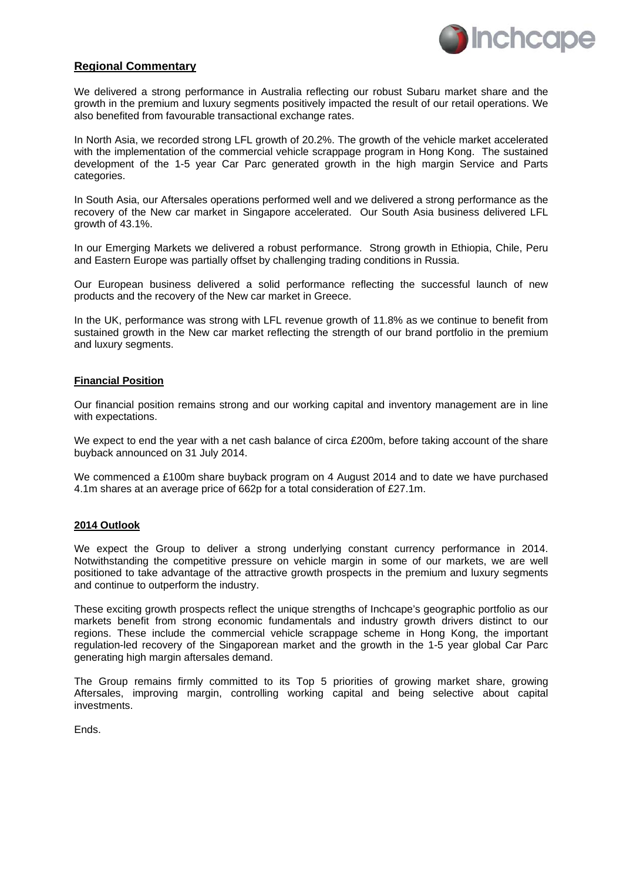## Regional Commentary

We delivered a strong performance in Australia reflecting our robust Subaru market share and the growth in the premium and luxury segments positively impacted the result of our retail operations. We also benefited from favourable transactional exchange rates.

In North Asia, we recorded strong LFL growth of 20.2%. The growth of the vehicle market accelerated with the implementation of the commercial vehicle scrappage program in Hong Kong. The sustained development of the 1-5 year Car Parc generated growth in the high margin Service and Parts categories.

In South Asia, our Aftersales operations performed well and we delivered a strong performance as the recovery of the New car market in Singapore accelerated. Our South Asia business delivered LFL growth of 43.1%.

In our Emerging Markets we delivered a robust performance. Strong growth in Ethiopia, Chile, Peru and Eastern Europe was partially offset by challenging trading conditions in Russia.

Our European business delivered a solid performance reflecting the successful launch of new products and the recovery of the New car market in Greece.

In the UK, performance was strong with LFL revenue growth of 11.8% as we continue to benefit from sustained growth in the New car market reflecting the strength of our brand portfolio in the premium and luxury segments.

## Financial Position

Our financial position remains strong and our working capital and inventory management are in line with expectations.

We expect to end the year with a net cash balance of circa £200m, before taking account of the share buyback announced on 31 July 2014.

We commenced a £100m share buyback program on 4 August 2014 and to date we have purchased 4.1m shares at an average price of 662p for a total consideration of £27.1m.

## 2014 Outlook

We expect the Group to deliver a strong underlying constant currency performance in 2014. Notwithstanding the competitive pressure on vehicle margin in some of our markets, we are well positioned to take advantage of the attractive growth prospects in the premium and luxury segments and continue to outperform the industry.

These exciting growth prospects reflect the unique strengths of Inchcape's geographic portfolio as our markets benefit from strong economic fundamentals and industry growth drivers distinct to our regions. These include the commercial vehicle scrappage scheme in Hong Kong, the important regulation-led recovery of the Singaporean market and the growth in the 1-5 year global Car Parc generating high margin aftersales demand.

The Group remains firmly committed to its Top 5 priorities of growing market share, growing Aftersales, improving margin, controlling working capital and being selective about capital investments.

Ends.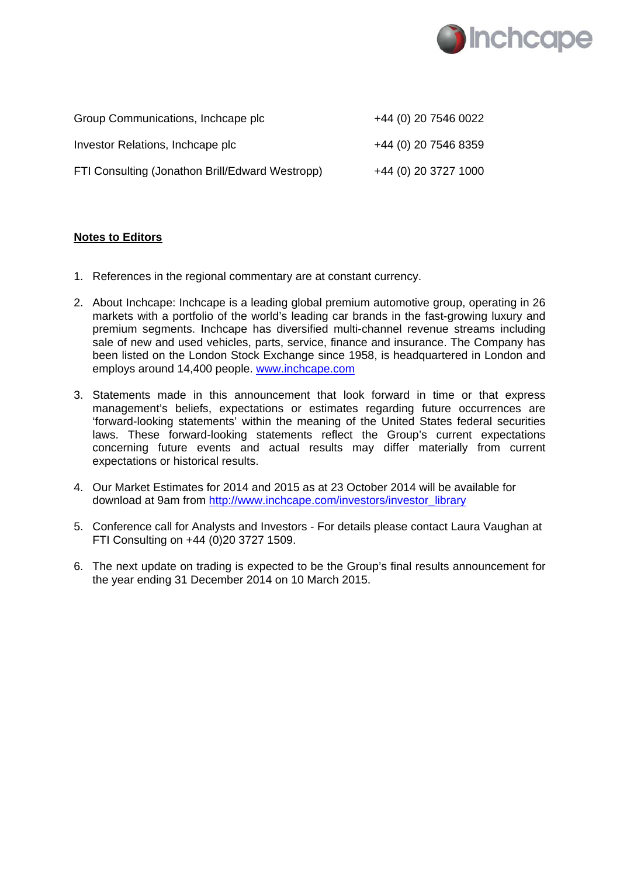| | |
|---|---|
| Group Communications, Inchcape plc | +44 (0) 20 7546 0022 |
| Investor Relations, Inchcape plc | +44 (0) 20 7546 8359 |
| FTI Consulting (Jonathon Brill/Edward Westropp) | +44 (0) 20 3727 1000 |

**Notes to Editors**

1. References in the regional commentary are at constant currency.

2. About Inchcape: Inchcape is a leading global premium automotive group, operating in 26 markets with a portfolio of the world's leading car brands in the fast-growing luxury and premium segments. Inchcape has diversified multi-channel revenue streams including sale of new and used vehicles, parts, service, finance and insurance. The Company has been listed on the London Stock Exchange since 1958, is headquartered in London and employs around 14,400 people. www.inchcape.com

3. Statements made in this announcement that look forward in time or that express management's beliefs, expectations or estimates regarding future occurrences are 'forward-looking statements' within the meaning of the United States federal securities laws. These forward-looking statements reflect the Group's current expectations concerning future events and actual results may differ materially from current expectations or historical results.

4. Our Market Estimates for 2014 and 2015 as at 23 October 2014 will be available for download at 9am from http://www.inchcape.com/investors/investor_library

5. Conference call for Analysts and Investors - For details please contact Laura Vaughan at FTI Consulting on +44 (0)20 3727 1509.

6. The next update on trading is expected to be the Group's final results announcement for the year ending 31 December 2014 on 10 March 2015.